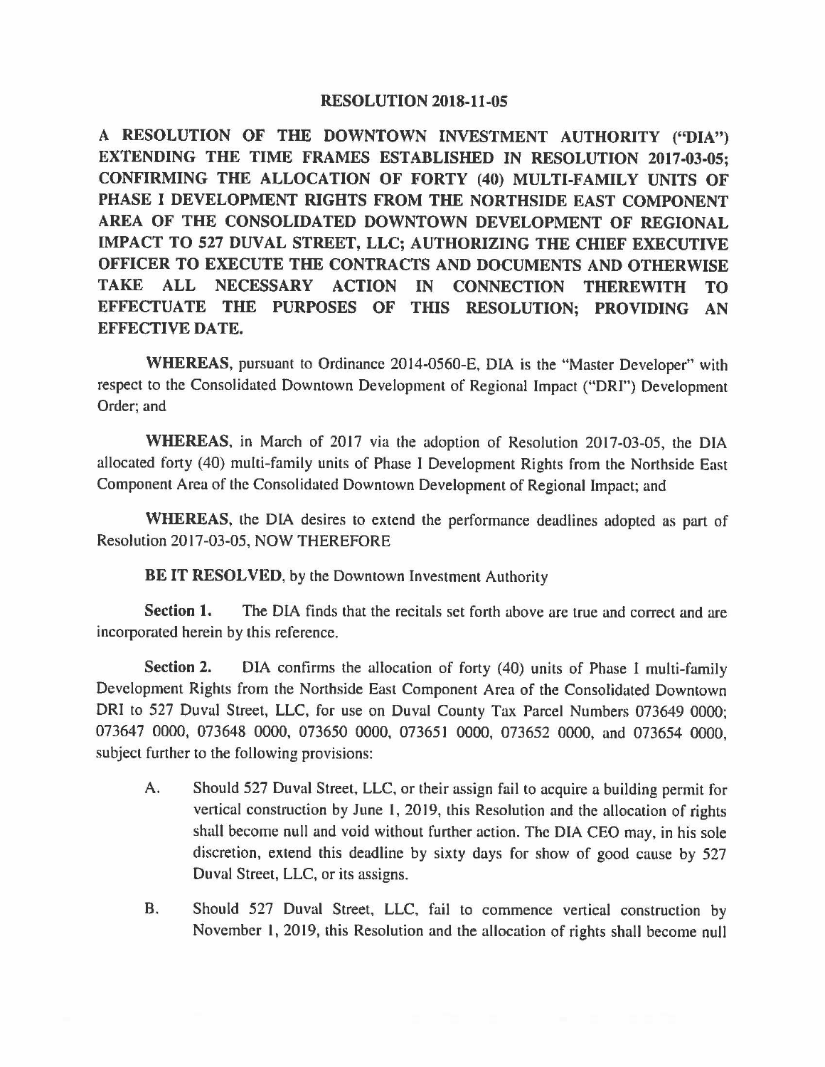# RESOLUTION 2018-11-05

**A RESOLUTION OF THE DOWNTOWN INVESTMENT AUTHORITY ("DIA") EXTENDING THE TIME FRAMES ESTABLISHED IN RESOLUTION 2017-03-05; CONFIRMING THE ALLOCATION OF FORTY (40) MULTI-FAMILY UNITS OF PHASE I DEVELOPMENT RIGHTS FROM THE NORTHSIDE EAST COMPONENT AREA OF THE CONSOLIDATED DOWNTOWN DEVELOPMENT OF REGIONAL IMPACT TO 527 DUVAL STREET, LLC; AUTHORIZING THE CHIEF EXECUTIVE OFFICER TO EXECUTE THE CONTRACTS AND DOCUMENTS AND OTHERWISE TAKE ALL NECESSARY ACTION IN CONNECTION THEREWITH TO EFFECTUATE THE PURPOSES OF THIS RESOLUTION; PROVIDING AN EFFECTIVE DATE.**

**WHEREAS**, pursuant to Ordinance 2014-0560-E, DIA is the "Master Developer" with respect to the Consolidated Downtown Development of Regional Impact ("DRI") Development Order; and

**WHEREAS**, in March of 2017 via the adoption of Resolution 2017-03-05, the DIA allocated forty (40) multi-family units of Phase I Development Rights from the Northside East Component Area of the Consolidated Downtown Development of Regional Impact; and

**WHEREAS**, the DIA desires to extend the performance deadlines adopted as part of Resolution 2017-03-05, NOW THEREFORE

**BE IT RESOLVED**, by the Downtown Investment Authority

**Section 1.** The DIA finds that the recitals set forth above are true and correct and are incorporated herein by this reference.

**Section 2.** DIA confirms the allocation of forty (40) units of Phase I multi-family Development Rights from the Northside East Component Area of the Consolidated Downtown DRI to 527 Duval Street, LLC, for use on Duval County Tax Parcel Numbers 073649 0000; 073647 0000, 073648 0000, 073650 0000, 073651 0000, 073652 0000, and 073654 0000, subject further to the following provisions:

A. Should 527 Duval Street, LLC, or their assign fail to acquire a building permit for vertical construction by June 1, 2019, this Resolution and the allocation of rights shall become null and void without further action. The DIA CEO may, in his sole discretion, extend this deadline by sixty days for show of good cause by 527 Duval Street, LLC, or its assigns.

B. Should 527 Duval Street, LLC, fail to commence vertical construction by November 1, 2019, this Resolution and the allocation of rights shall become null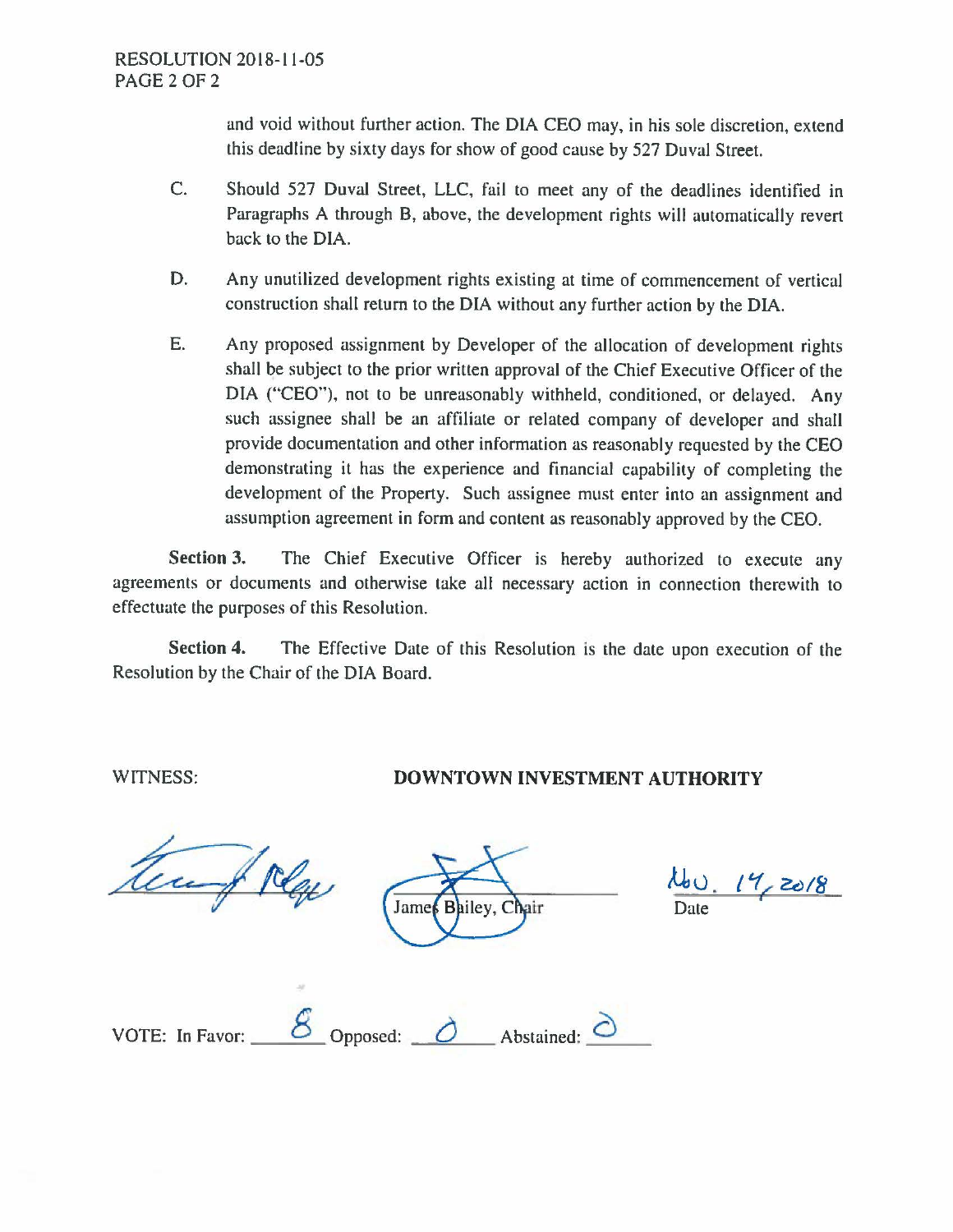and void without further action. The DIA CEO may, in his sole discretion, extend this deadline by sixty days for show of good cause by 527 Duval Street.

C. Should 527 Duval Street, LLC, fail to meet any of the deadlines identified in Paragraphs A through B, above, the development rights will automatically revert back to the DIA.

D. Any unutilized development rights existing at time of commencement of vertical construction shall return to the DIA without any further action by the DIA.

E. Any proposed assignment by Developer of the allocation of development rights shall be subject to the prior written approval of the Chief Executive Officer of the DIA ("CEO"), not to be unreasonably withheld, conditioned, or delayed. Any such assignee shall be an affiliate or related company of developer and shall provide documentation and other information as reasonably requested by the CEO demonstrating it has the experience and financial capability of completing the development of the Property. Such assignee must enter into an assignment and assumption agreement in form and content as reasonably approved by the CEO.

**Section 3.** The Chief Executive Officer is hereby authorized to execute any agreements or documents and otherwise take all necessary action in connection therewith to effectuate the purposes of this Resolution.

**Section 4.** The Effective Date of this Resolution is the date upon execution of the Resolution by the Chair of the DIA Board.

WITNESS: **DOWNTOWN INVESTMENT AUTHORITY**

James Bailey, Chair

Nov. 14, 2018
Date

VOTE: In Favor: 8 Opposed: 0 Abstained: 0